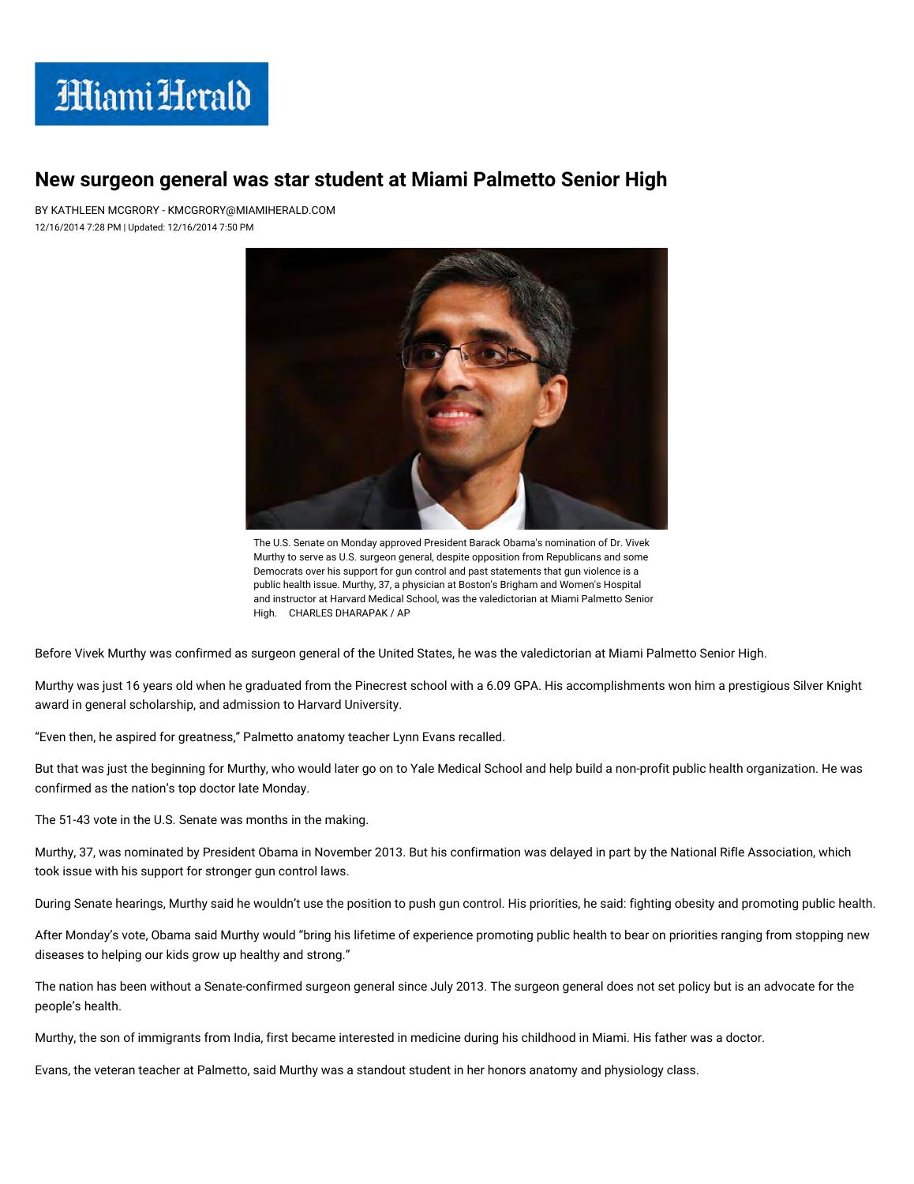# New surgeon general was star student at Miami Palmetto Senior High

BY KATHLEEN MCGRORY - KMCGRORY@MIAMIHERALD.COM

12/16/2014 7:28 PM | Updated: 12/16/2014 7:50 PM

The U.S. Senate on Monday approved President Barack Obama's nomination of Dr. Vivek Murthy to serve as U.S. surgeon general, despite opposition from Republicans and some Democrats over his support for gun control and past statements that gun violence is a public health issue. Murthy, 37, a physician at Boston's Brigham and Women's Hospital and instructor at Harvard Medical School, was the valedictorian at Miami Palmetto Senior High. CHARLES DHARAPAK / AP

Before Vivek Murthy was confirmed as surgeon general of the United States, he was the valedictorian at Miami Palmetto Senior High.

Murthy was just 16 years old when he graduated from the Pinecrest school with a 6.09 GPA. His accomplishments won him a prestigious Silver Knight award in general scholarship, and admission to Harvard University.

"Even then, he aspired for greatness," Palmetto anatomy teacher Lynn Evans recalled.

But that was just the beginning for Murthy, who would later go on to Yale Medical School and help build a non-profit public health organization. He was confirmed as the nation's top doctor late Monday.

The 51-43 vote in the U.S. Senate was months in the making.

Murthy, 37, was nominated by President Obama in November 2013. But his confirmation was delayed in part by the National Rifle Association, which took issue with his support for stronger gun control laws.

During Senate hearings, Murthy said he wouldn't use the position to push gun control. His priorities, he said: fighting obesity and promoting public health.

After Monday's vote, Obama said Murthy would "bring his lifetime of experience promoting public health to bear on priorities ranging from stopping new diseases to helping our kids grow up healthy and strong."

The nation has been without a Senate-confirmed surgeon general since July 2013. The surgeon general does not set policy but is an advocate for the people's health.

Murthy, the son of immigrants from India, first became interested in medicine during his childhood in Miami. His father was a doctor.

Evans, the veteran teacher at Palmetto, said Murthy was a standout student in her honors anatomy and physiology class.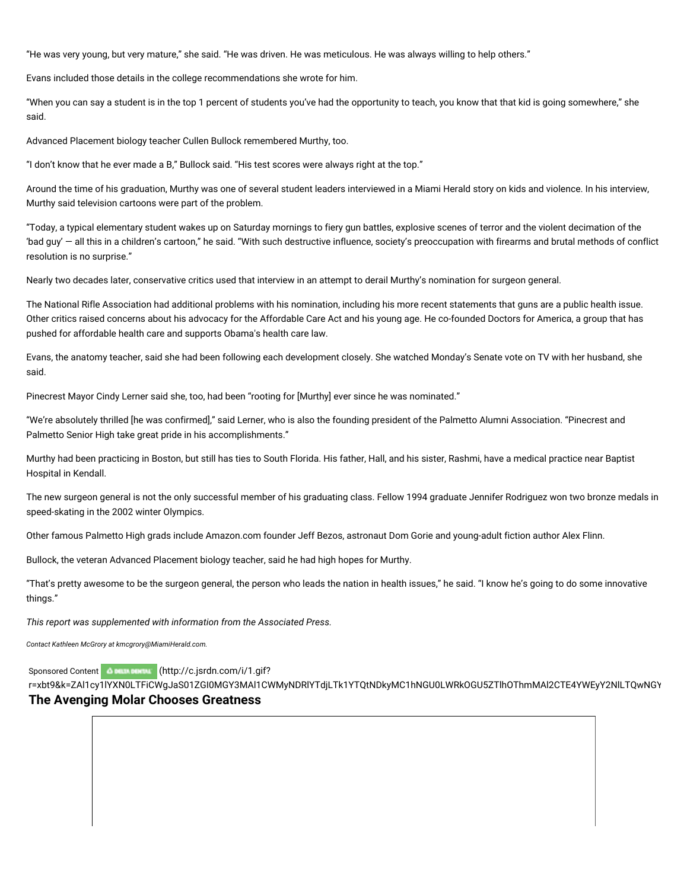"He was very young, but very mature," she said. "He was driven. He was meticulous. He was always willing to help others."

Evans included those details in the college recommendations she wrote for him.

"When you can say a student is in the top 1 percent of students you've had the opportunity to teach, you know that that kid is going somewhere," she said.

Advanced Placement biology teacher Cullen Bullock remembered Murthy, too.

"I don't know that he ever made a B," Bullock said. "His test scores were always right at the top."

Around the time of his graduation, Murthy was one of several student leaders interviewed in a Miami Herald story on kids and violence. In his interview, Murthy said television cartoons were part of the problem.

"Today, a typical elementary student wakes up on Saturday mornings to fiery gun battles, explosive scenes of terror and the violent decimation of the 'bad guy' — all this in a children's cartoon," he said. "With such destructive influence, society's preoccupation with firearms and brutal methods of conflict resolution is no surprise."

Nearly two decades later, conservative critics used that interview in an attempt to derail Murthy's nomination for surgeon general.

The National Rifle Association had additional problems with his nomination, including his more recent statements that guns are a public health issue. Other critics raised concerns about his advocacy for the Affordable Care Act and his young age. He co-founded Doctors for America, a group that has pushed for affordable health care and supports Obama's health care law.

Evans, the anatomy teacher, said she had been following each development closely. She watched Monday's Senate vote on TV with her husband, she said.

Pinecrest Mayor Cindy Lerner said she, too, had been "rooting for [Murthy] ever since he was nominated."

"We're absolutely thrilled [he was confirmed]," said Lerner, who is also the founding president of the Palmetto Alumni Association. "Pinecrest and Palmetto Senior High take great pride in his accomplishments."

Murthy had been practicing in Boston, but still has ties to South Florida. His father, Hall, and his sister, Rashmi, have a medical practice near Baptist Hospital in Kendall.

The new surgeon general is not the only successful member of his graduating class. Fellow 1994 graduate Jennifer Rodriguez won two bronze medals in speed-skating in the 2002 winter Olympics.

Other famous Palmetto High grads include Amazon.com founder Jeff Bezos, astronaut Dom Gorie and young-adult fiction author Alex Flinn.

Bullock, the veteran Advanced Placement biology teacher, said he had high hopes for Murthy.

"That's pretty awesome to be the surgeon general, the person who leads the nation in health issues," he said. "I know he's going to do some innovative things."

*This report was supplemented with information from the Associated Press.*

*Contact Kathleen McGrory at kmcgrory@MiamiHerald.com.*

Sponsored Content (http://c.jsrdn.com/i/1.gif?r=xbt9&k=ZAl1cy1lYXN0LTFiCWgJaS01ZGI0MGY3MAl1CWMyNDRlYTdjLTk1YTQtNDkyMC1hNGU0LWRkOGU5ZTlhOThmMAl2CTE4YWEyY2NlLTQwNGY

**The Avenging Molar Chooses Greatness**